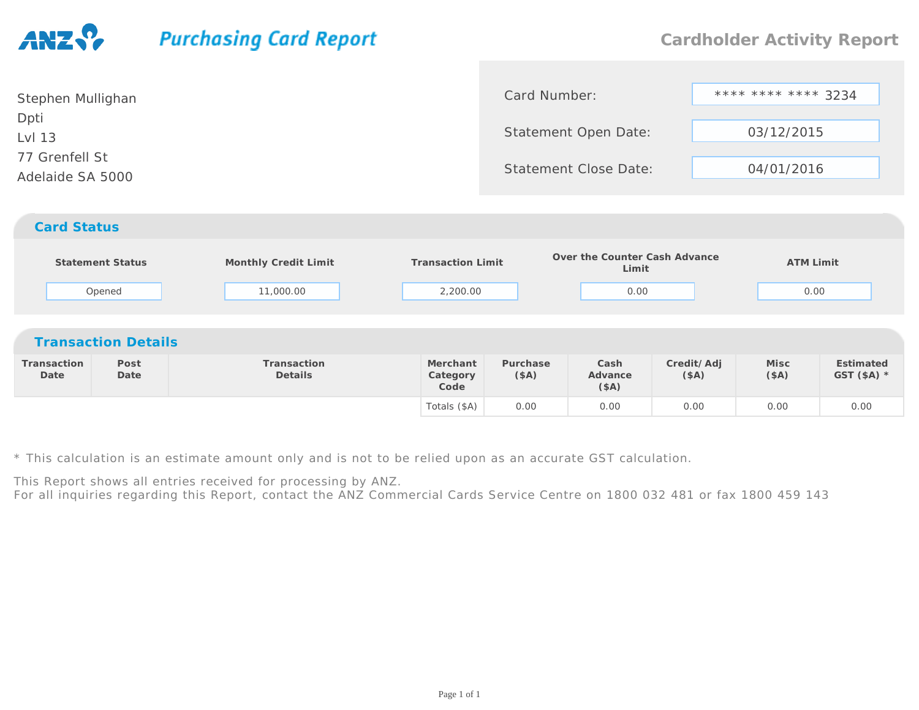ANZ **Purchasing Card Report**

# Cardholder Activity Report

Stephen Mullighan
Dpti
Lvl 13
77 Grenfell St
Adelaide SA 5000

| | |
|---|---|
| Card Number: | **** **** **** 3234 |
| Statement Open Date: | 03/12/2015 |
| Statement Close Date: | 04/01/2016 |

## Card Status

| Statement Status | Monthly Credit Limit | Transaction Limit | Over the Counter Cash Advance Limit | ATM Limit |
|---|---|---|---|---|
| Opened | 11,000.00 | 2,200.00 | 0.00 | 0.00 |

## Transaction Details

| Transaction Date | Post Date | Transaction Details | Merchant Category Code | Purchase ($A) | Cash Advance ($A) | Credit/ Adj ($A) | Misc ($A) | Estimated GST ($A) * |
|---|---|---|---|---|---|---|---|---|
| | | | Totals ($A) | 0.00 | 0.00 | 0.00 | 0.00 | 0.00 |

* This calculation is an estimate amount only and is not to be relied upon as an accurate GST calculation.

This Report shows all entries received for processing by ANZ.
For all inquiries regarding this Report, contact the ANZ Commercial Cards Service Centre on 1800 032 481 or fax 1800 459 143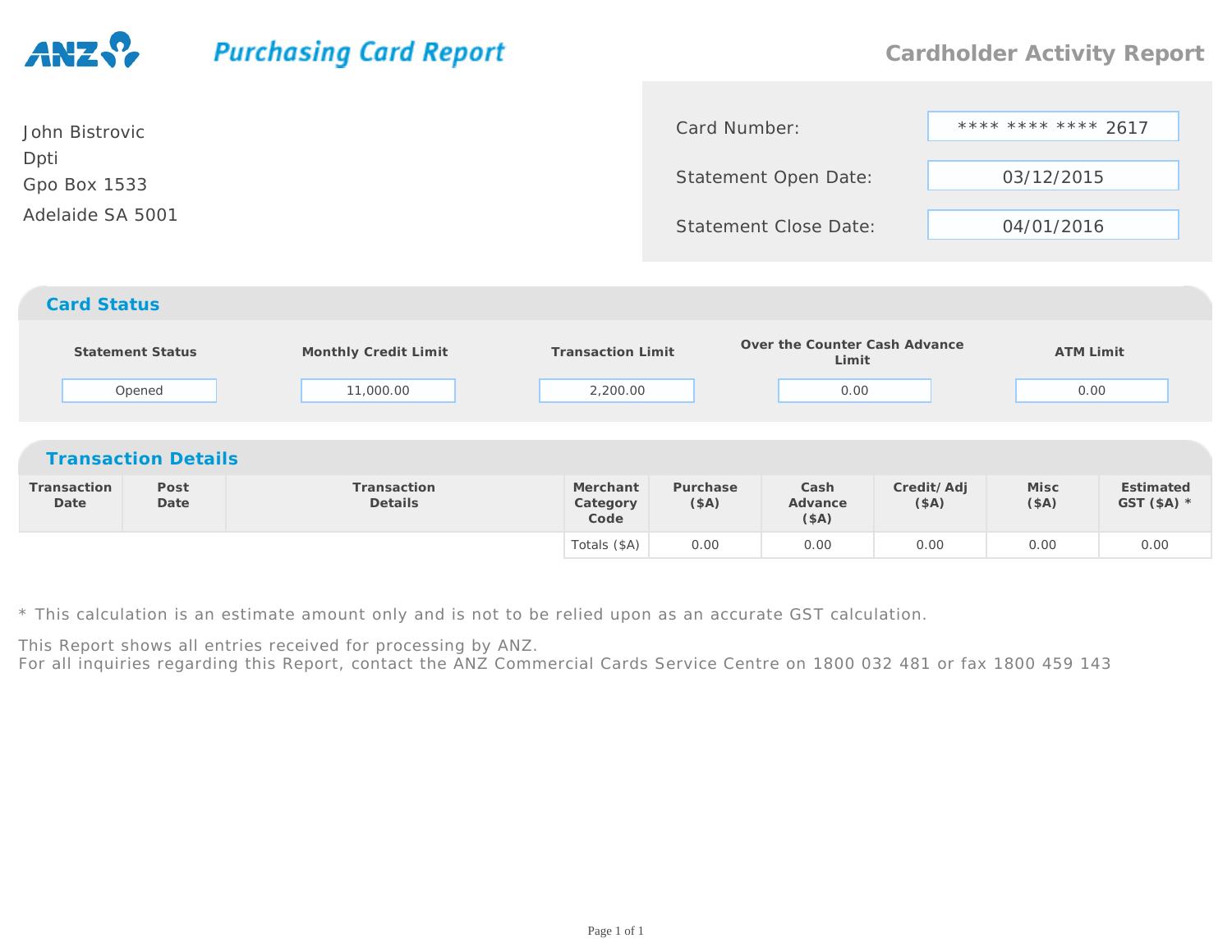ANZ **Purchasing Card Report**

# Cardholder Activity Report

John Bistrovic
Dpti
Gpo Box 1533
Adelaide SA 5001

| | |
|---|---|
| Card Number: | **** **** **** 2617 |
| Statement Open Date: | 03/12/2015 |
| Statement Close Date: | 04/01/2016 |

## Card Status

| Statement Status | Monthly Credit Limit | Transaction Limit | Over the Counter Cash Advance Limit | ATM Limit |
|---|---|---|---|---|
| Opened | 11,000.00 | 2,200.00 | 0.00 | 0.00 |

## Transaction Details

| Transaction Date | Post Date | Transaction Details | Merchant Category Code | Purchase ($A) | Cash Advance ($A) | Credit/ Adj ($A) | Misc ($A) | Estimated GST ($A) * |
|---|---|---|---|---|---|---|---|---|
| | | | Totals ($A) | 0.00 | 0.00 | 0.00 | 0.00 | 0.00 |

* This calculation is an estimate amount only and is not to be relied upon as an accurate GST calculation.

This Report shows all entries received for processing by ANZ.
For all inquiries regarding this Report, contact the ANZ Commercial Cards Service Centre on 1800 032 481 or fax 1800 459 143